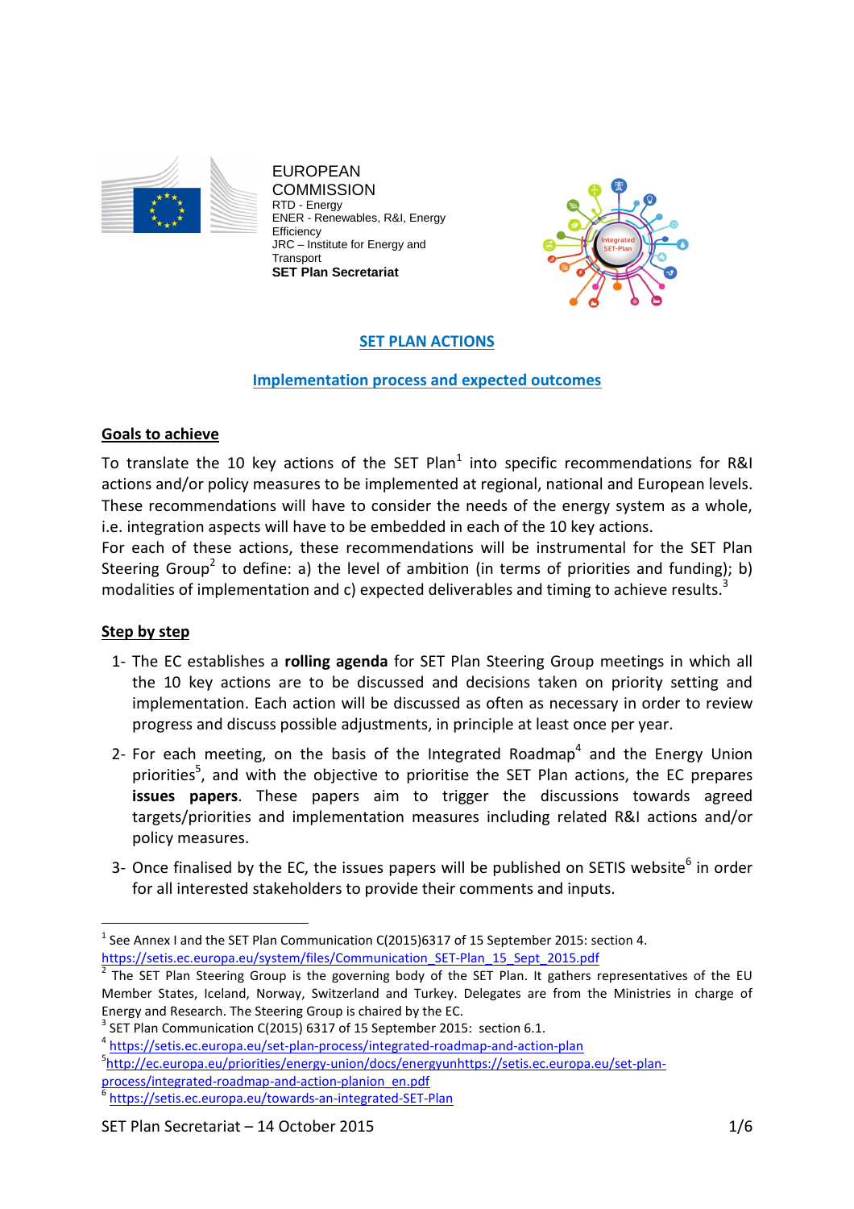EUROPEAN COMMISSION
RTD - Energy
ENER - Renewables, R&I, Energy Efficiency
JRC – Institute for Energy and Transport
**SET Plan Secretariat**

# SET PLAN ACTIONS

## Implementation process and expected outcomes

### Goals to achieve

To translate the 10 key actions of the SET Plan[1] into specific recommendations for R&I actions and/or policy measures to be implemented at regional, national and European levels. These recommendations will have to consider the needs of the energy system as a whole, i.e. integration aspects will have to be embedded in each of the 10 key actions.
For each of these actions, these recommendations will be instrumental for the SET Plan Steering Group[2] to define: a) the level of ambition (in terms of priorities and funding); b) modalities of implementation and c) expected deliverables and timing to achieve results.[3]

### Step by step

1- The EC establishes a **rolling agenda** for SET Plan Steering Group meetings in which all the 10 key actions are to be discussed and decisions taken on priority setting and implementation. Each action will be discussed as often as necessary in order to review progress and discuss possible adjustments, in principle at least once per year.

2- For each meeting, on the basis of the Integrated Roadmap[4] and the Energy Union priorities[5], and with the objective to prioritise the SET Plan actions, the EC prepares **issues papers**. These papers aim to trigger the discussions towards agreed targets/priorities and implementation measures including related R&I actions and/or policy measures.

3- Once finalised by the EC, the issues papers will be published on SETIS website[6] in order for all interested stakeholders to provide their comments and inputs.

---

[1] See Annex I and the SET Plan Communication C(2015)6317 of 15 September 2015: section 4. https://setis.ec.europa.eu/system/files/Communication_SET-Plan_15_Sept_2015.pdf

[2] The SET Plan Steering Group is the governing body of the SET Plan. It gathers representatives of the EU Member States, Iceland, Norway, Switzerland and Turkey. Delegates are from the Ministries in charge of Energy and Research. The Steering Group is chaired by the EC.

[3] SET Plan Communication C(2015) 6317 of 15 September 2015: section 6.1.

[4] https://setis.ec.europa.eu/set-plan-process/integrated-roadmap-and-action-plan

[5] http://ec.europa.eu/priorities/energy-union/docs/energyunhttps://setis.ec.europa.eu/set-plan-process/integrated-roadmap-and-action-planion_en.pdf

[6] https://setis.ec.europa.eu/towards-an-integrated-SET-Plan

SET Plan Secretariat – 14 October 2015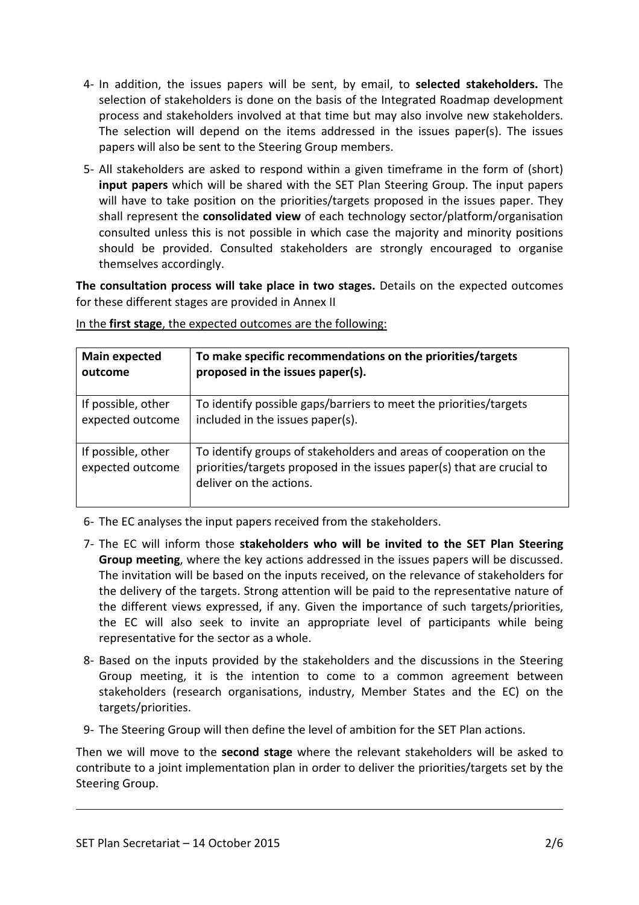4- In addition, the issues papers will be sent, by email, to **selected stakeholders.** The selection of stakeholders is done on the basis of the Integrated Roadmap development process and stakeholders involved at that time but may also involve new stakeholders. The selection will depend on the items addressed in the issues paper(s). The issues papers will also be sent to the Steering Group members.

5- All stakeholders are asked to respond within a given timeframe in the form of (short) **input papers** which will be shared with the SET Plan Steering Group. The input papers will have to take position on the priorities/targets proposed in the issues paper. They shall represent the **consolidated view** of each technology sector/platform/organisation consulted unless this is not possible in which case the majority and minority positions should be provided. Consulted stakeholders are strongly encouraged to organise themselves accordingly.

**The consultation process will take place in two stages.** Details on the expected outcomes for these different stages are provided in Annex II

<u>In the **first stage**, the expected outcomes are the following:</u>

| **Main expected outcome** | **To make specific recommendations on the priorities/targets proposed in the issues paper(s).** |
|---|---|
| If possible, other expected outcome | To identify possible gaps/barriers to meet the priorities/targets included in the issues paper(s). |
| If possible, other expected outcome | To identify groups of stakeholders and areas of cooperation on the priorities/targets proposed in the issues paper(s) that are crucial to deliver on the actions. |

6- The EC analyses the input papers received from the stakeholders.

7- The EC will inform those **stakeholders who will be invited to the SET Plan Steering Group meeting**, where the key actions addressed in the issues papers will be discussed. The invitation will be based on the inputs received, on the relevance of stakeholders for the delivery of the targets. Strong attention will be paid to the representative nature of the different views expressed, if any. Given the importance of such targets/priorities, the EC will also seek to invite an appropriate level of participants while being representative for the sector as a whole.

8- Based on the inputs provided by the stakeholders and the discussions in the Steering Group meeting, it is the intention to come to a common agreement between stakeholders (research organisations, industry, Member States and the EC) on the targets/priorities.

9- The Steering Group will then define the level of ambition for the SET Plan actions.

Then we will move to the **second stage** where the relevant stakeholders will be asked to contribute to a joint implementation plan in order to deliver the priorities/targets set by the Steering Group.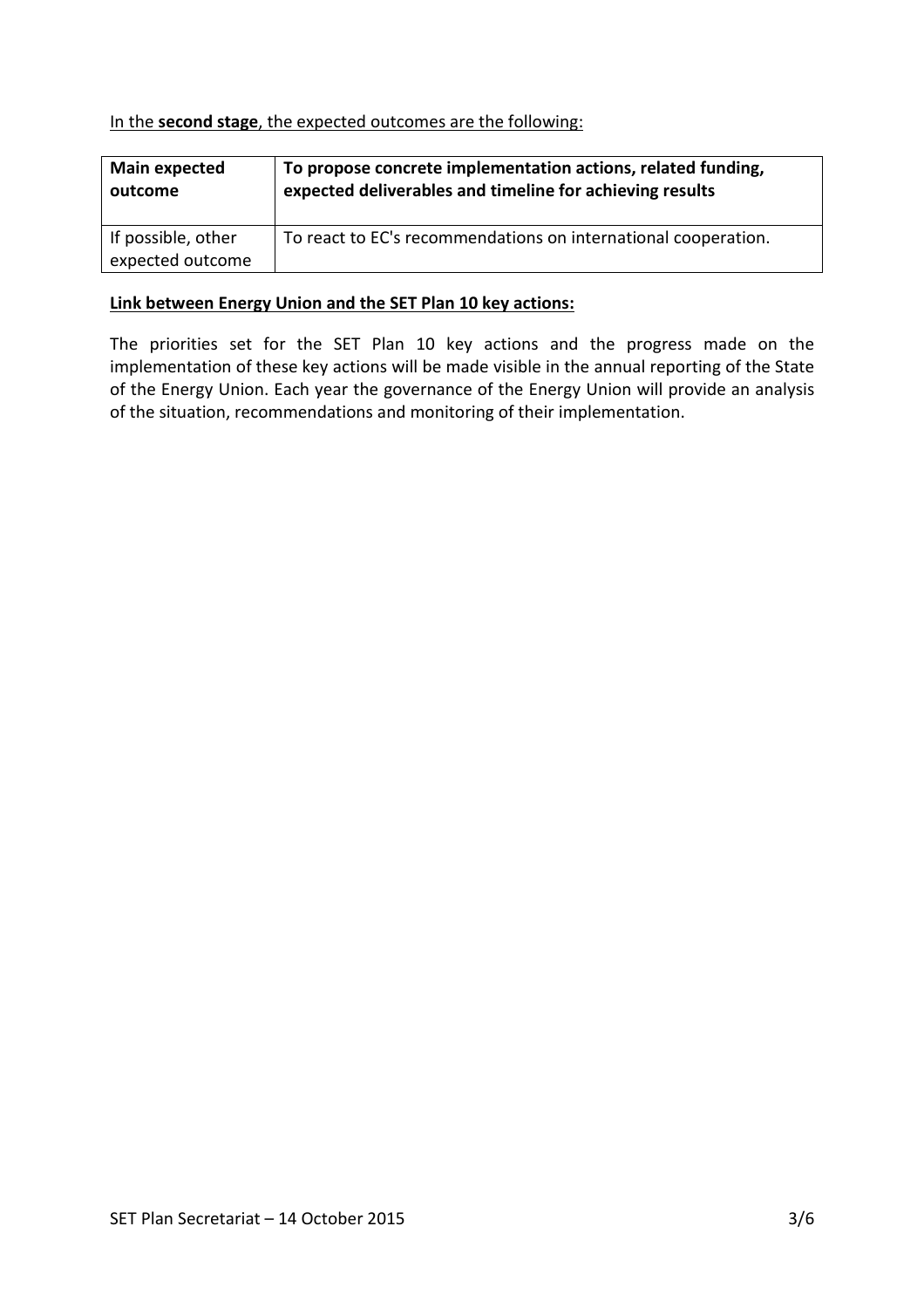In the **second stage**, the expected outcomes are the following:

| **Main expected outcome** | **To propose concrete implementation actions, related funding, expected deliverables and timeline for achieving results** |
|---|---|
| If possible, other expected outcome | To react to EC's recommendations on international cooperation. |

**Link between Energy Union and the SET Plan 10 key actions:**

The priorities set for the SET Plan 10 key actions and the progress made on the implementation of these key actions will be made visible in the annual reporting of the State of the Energy Union. Each year the governance of the Energy Union will provide an analysis of the situation, recommendations and monitoring of their implementation.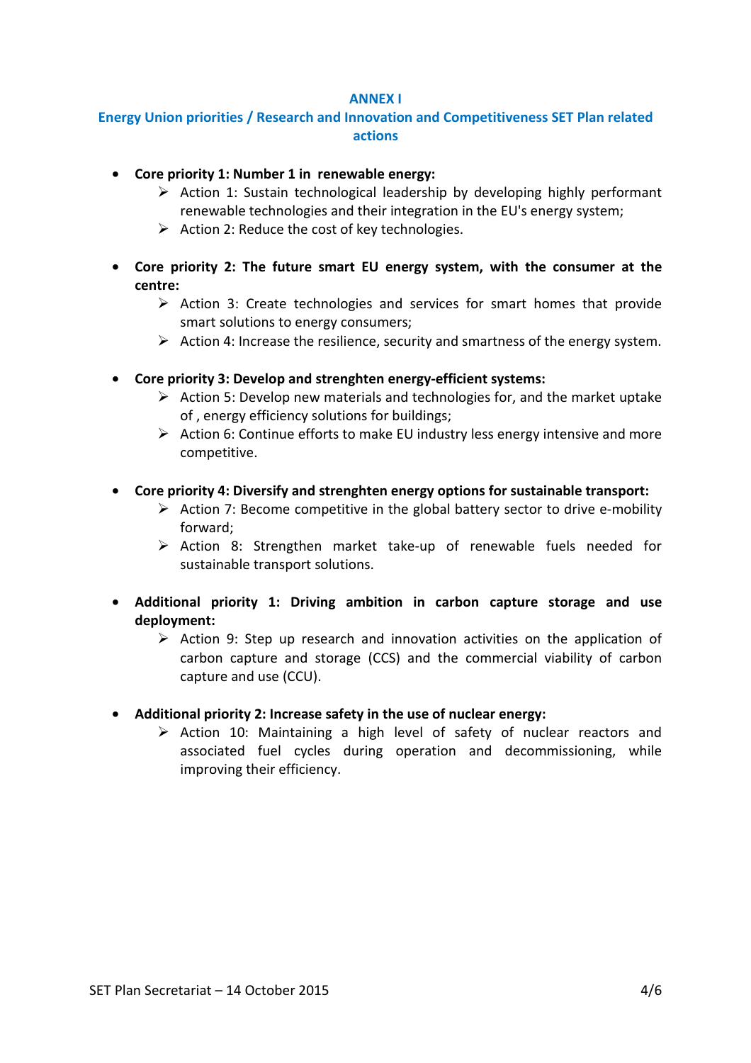## ANNEX I

## Energy Union priorities / Research and Innovation and Competitiveness SET Plan related actions

- **Core priority 1: Number 1 in renewable energy:**
  - Action 1: Sustain technological leadership by developing highly performant renewable technologies and their integration in the EU's energy system;
  - Action 2: Reduce the cost of key technologies.

- **Core priority 2: The future smart EU energy system, with the consumer at the centre:**
  - Action 3: Create technologies and services for smart homes that provide smart solutions to energy consumers;
  - Action 4: Increase the resilience, security and smartness of the energy system.

- **Core priority 3: Develop and strenghten energy-efficient systems:**
  - Action 5: Develop new materials and technologies for, and the market uptake of , energy efficiency solutions for buildings;
  - Action 6: Continue efforts to make EU industry less energy intensive and more competitive.

- **Core priority 4: Diversify and strenghten energy options for sustainable transport:**
  - Action 7: Become competitive in the global battery sector to drive e-mobility forward;
  - Action 8: Strengthen market take-up of renewable fuels needed for sustainable transport solutions.

- **Additional priority 1: Driving ambition in carbon capture storage and use deployment:**
  - Action 9: Step up research and innovation activities on the application of carbon capture and storage (CCS) and the commercial viability of carbon capture and use (CCU).

- **Additional priority 2: Increase safety in the use of nuclear energy:**
  - Action 10: Maintaining a high level of safety of nuclear reactors and associated fuel cycles during operation and decommissioning, while improving their efficiency.

SET Plan Secretariat – 14 October 2015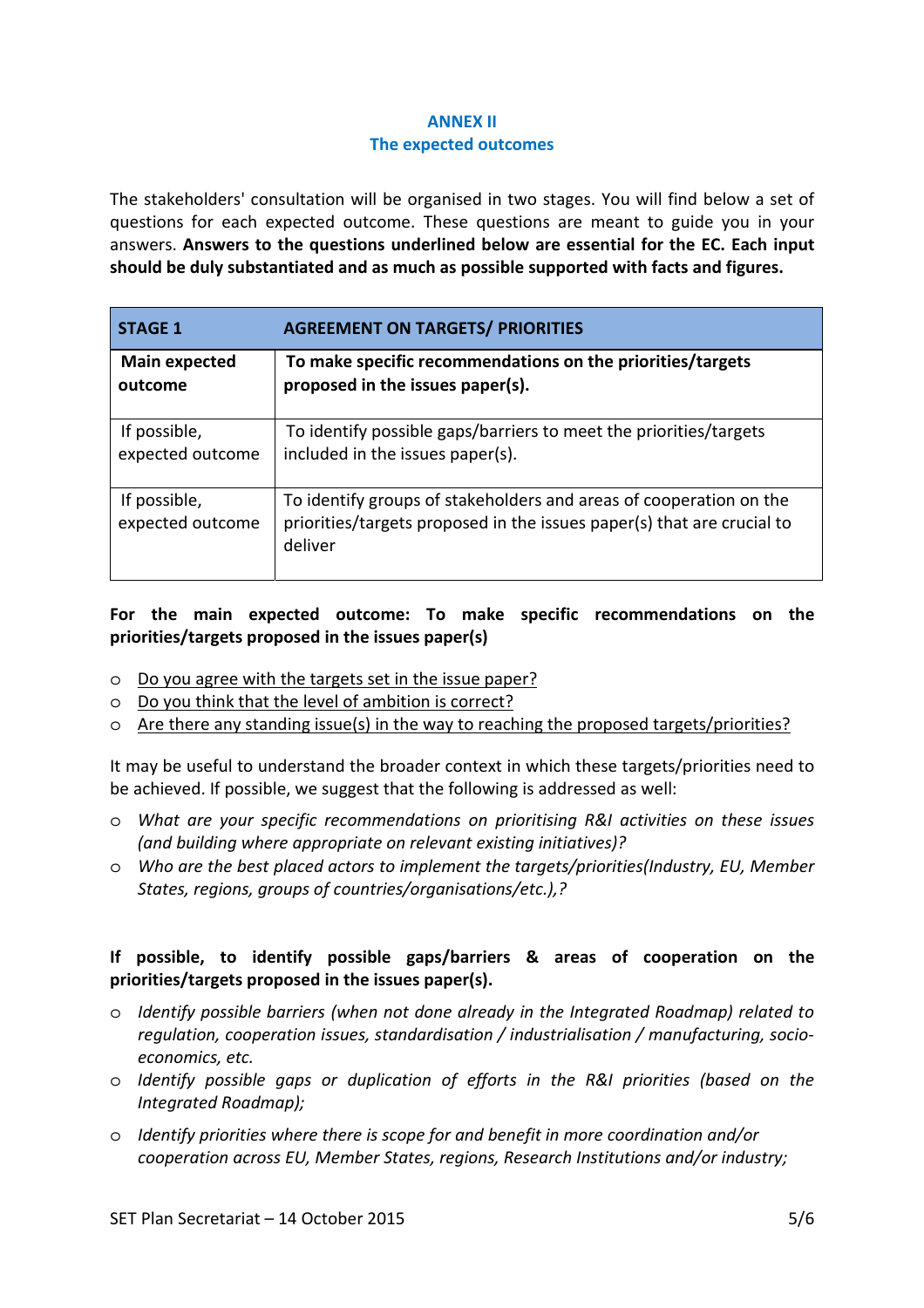# ANNEX II
## The expected outcomes

The stakeholders' consultation will be organised in two stages. You will find below a set of questions for each expected outcome. These questions are meant to guide you in your answers. **Answers to the questions underlined below are essential for the EC. Each input should be duly substantiated and as much as possible supported with facts and figures.**

| **STAGE 1** | **AGREEMENT ON TARGETS/ PRIORITIES** |
|---|---|
| **Main expected outcome** | **To make specific recommendations on the priorities/targets proposed in the issues paper(s).** |
| If possible, expected outcome | To identify possible gaps/barriers to meet the priorities/targets included in the issues paper(s). |
| If possible, expected outcome | To identify groups of stakeholders and areas of cooperation on the priorities/targets proposed in the issues paper(s) that are crucial to deliver |

**For the main expected outcome: To make specific recommendations on the priorities/targets proposed in the issues paper(s)**

- <u>Do you agree with the targets set in the issue paper?</u>
- <u>Do you think that the level of ambition is correct?</u>
- <u>Are there any standing issue(s) in the way to reaching the proposed targets/priorities?</u>

It may be useful to understand the broader context in which these targets/priorities need to be achieved. If possible, we suggest that the following is addressed as well:

- *What are your specific recommendations on prioritising R&I activities on these issues (and building where appropriate on relevant existing initiatives)?*
- *Who are the best placed actors to implement the targets/priorities(Industry, EU, Member States, regions, groups of countries/organisations/etc.),?*

**If possible, to identify possible gaps/barriers & areas of cooperation on the priorities/targets proposed in the issues paper(s).**

- *Identify possible barriers (when not done already in the Integrated Roadmap) related to regulation, cooperation issues, standardisation / industrialisation / manufacturing, socio-economics, etc.*
- *Identify possible gaps or duplication of efforts in the R&I priorities (based on the Integrated Roadmap);*
- *Identify priorities where there is scope for and benefit in more coordination and/or cooperation across EU, Member States, regions, Research Institutions and/or industry;*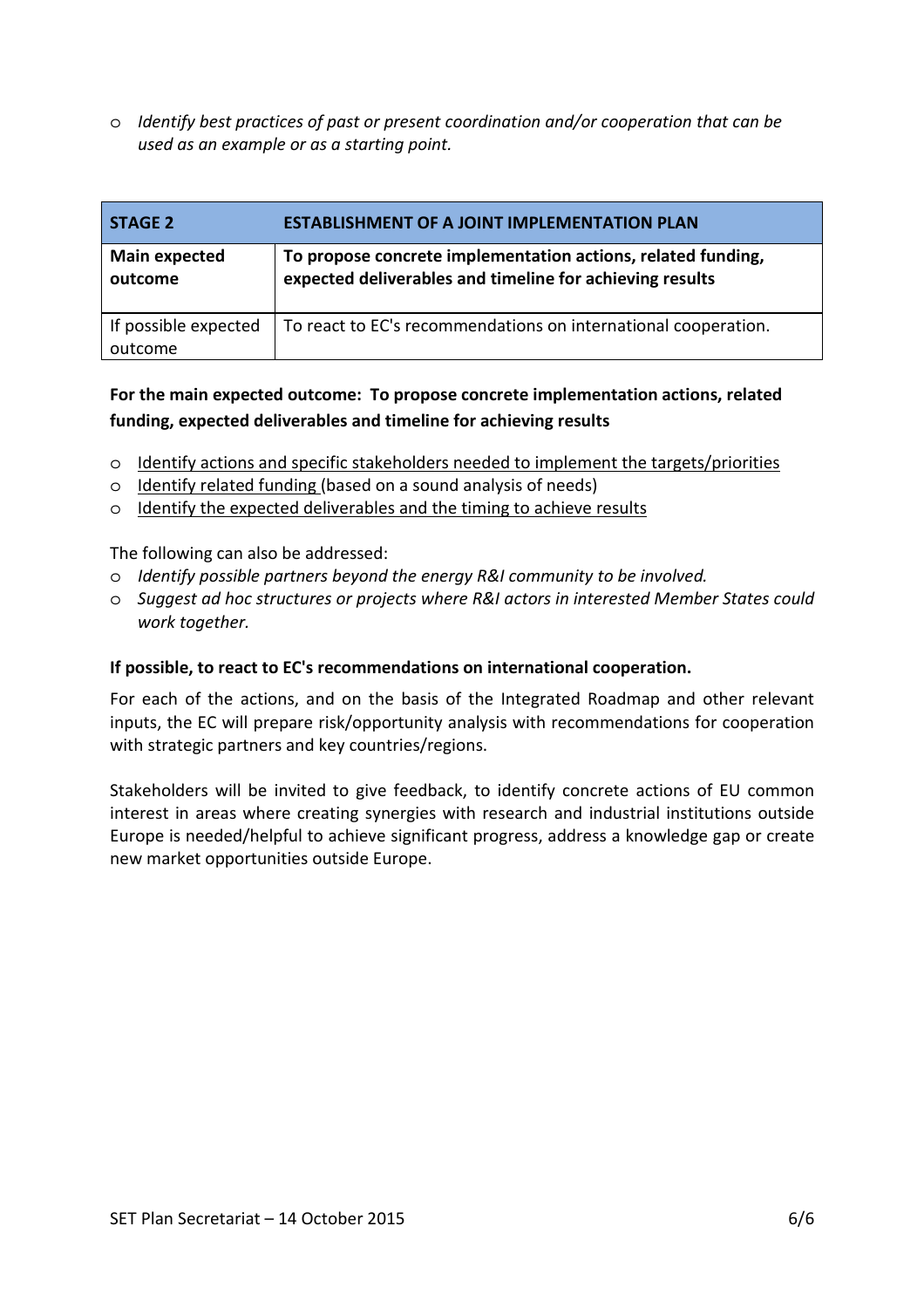- *Identify best practices of past or present coordination and/or cooperation that can be used as an example or as a starting point.*

| **STAGE 2** | **ESTABLISHMENT OF A JOINT IMPLEMENTATION PLAN** |
|---|---|
| **Main expected outcome** | **To propose concrete implementation actions, related funding, expected deliverables and timeline for achieving results** |
| If possible expected outcome | To react to EC's recommendations on international cooperation. |

**For the main expected outcome: To propose concrete implementation actions, related funding, expected deliverables and timeline for achieving results**

- Identify actions and specific stakeholders needed to implement the targets/priorities
- Identify related funding (based on a sound analysis of needs)
- Identify the expected deliverables and the timing to achieve results

The following can also be addressed:

- *Identify possible partners beyond the energy R&I community to be involved.*
- *Suggest ad hoc structures or projects where R&I actors in interested Member States could work together.*

**If possible, to react to EC's recommendations on international cooperation.**

For each of the actions, and on the basis of the Integrated Roadmap and other relevant inputs, the EC will prepare risk/opportunity analysis with recommendations for cooperation with strategic partners and key countries/regions.

Stakeholders will be invited to give feedback, to identify concrete actions of EU common interest in areas where creating synergies with research and industrial institutions outside Europe is needed/helpful to achieve significant progress, address a knowledge gap or create new market opportunities outside Europe.